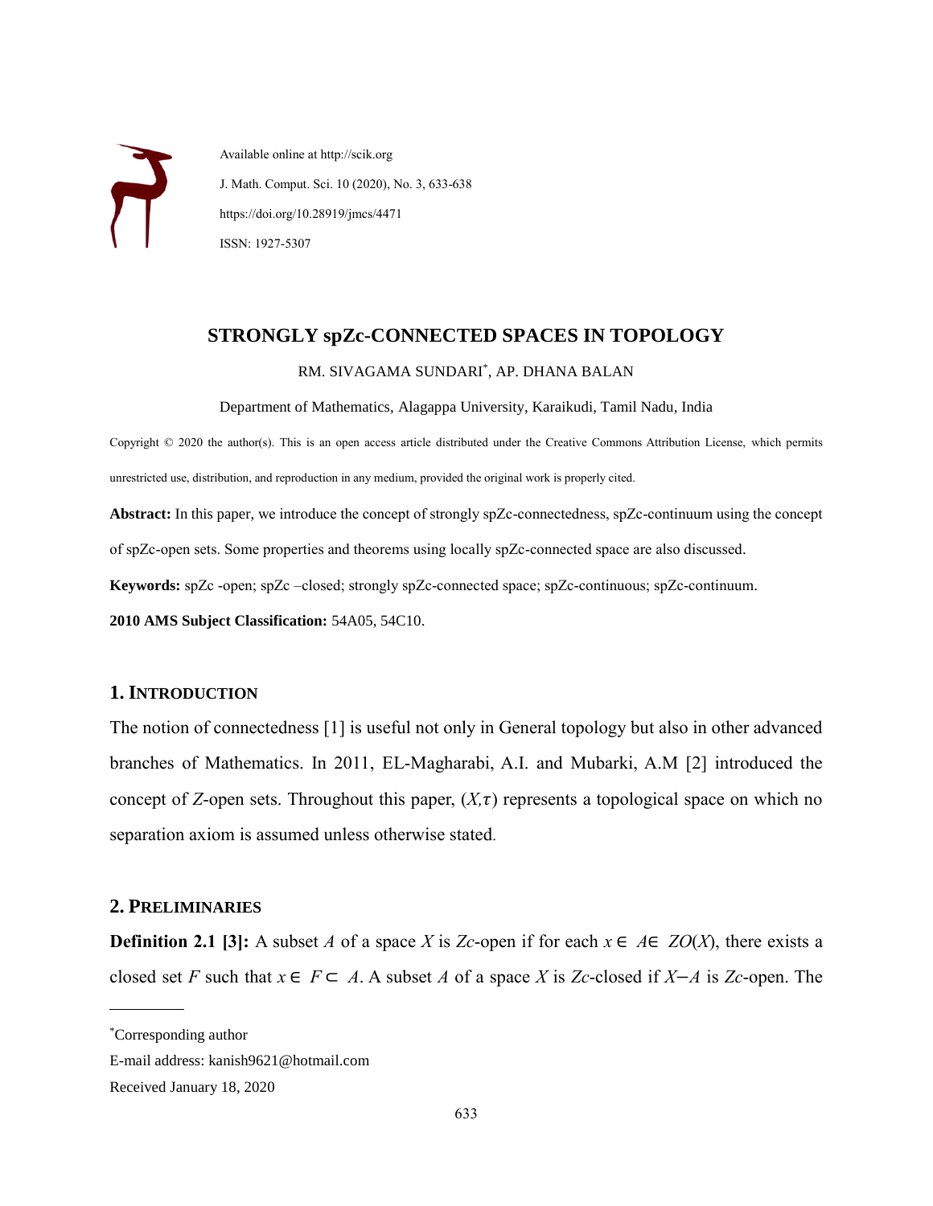Available online at http://scik.org

J. Math. Comput. Sci. 10 (2020), No. 3, 633-638

https://doi.org/10.28919/jmcs/4471

ISSN: 1927-5307

# STRONGLY spZc-CONNECTED SPACES IN TOPOLOGY

RM. SIVAGAMA SUNDARI*, AP. DHANA BALAN

Department of Mathematics, Alagappa University, Karaikudi, Tamil Nadu, India

Copyright © 2020 the author(s). This is an open access article distributed under the Creative Commons Attribution License, which permits unrestricted use, distribution, and reproduction in any medium, provided the original work is properly cited.

**Abstract:** In this paper, we introduce the concept of strongly spZc-connectedness, spZc-continuum using the concept of spZc-open sets. Some properties and theorems using locally spZc-connected space are also discussed.

**Keywords:** spZc -open; spZc –closed; strongly spZc-connected space; spZc-continuous; spZc-continuum.

**2010 AMS Subject Classification:** 54A05, 54C10.

## 1. INTRODUCTION

The notion of connectedness [1] is useful not only in General topology but also in other advanced branches of Mathematics. In 2011, EL-Magharabi, A.I. and Mubarki, A.M [2] introduced the concept of *Z*-open sets. Throughout this paper, $(X,\tau)$ represents a topological space on which no separation axiom is assumed unless otherwise stated.

## 2. PRELIMINARIES

**Definition 2.1 [3]:** A subset $A$ of a space $X$ is *Zc*-open if for each $x \in A \in ZO(X)$, there exists a closed set $F$ such that $x \in F \subset A$. A subset $A$ of a space $X$ is *Zc*-closed if $X-A$ is *Zc*-open. The

---

*Corresponding author

E-mail address: kanish9621@hotmail.com

Received January 18, 2020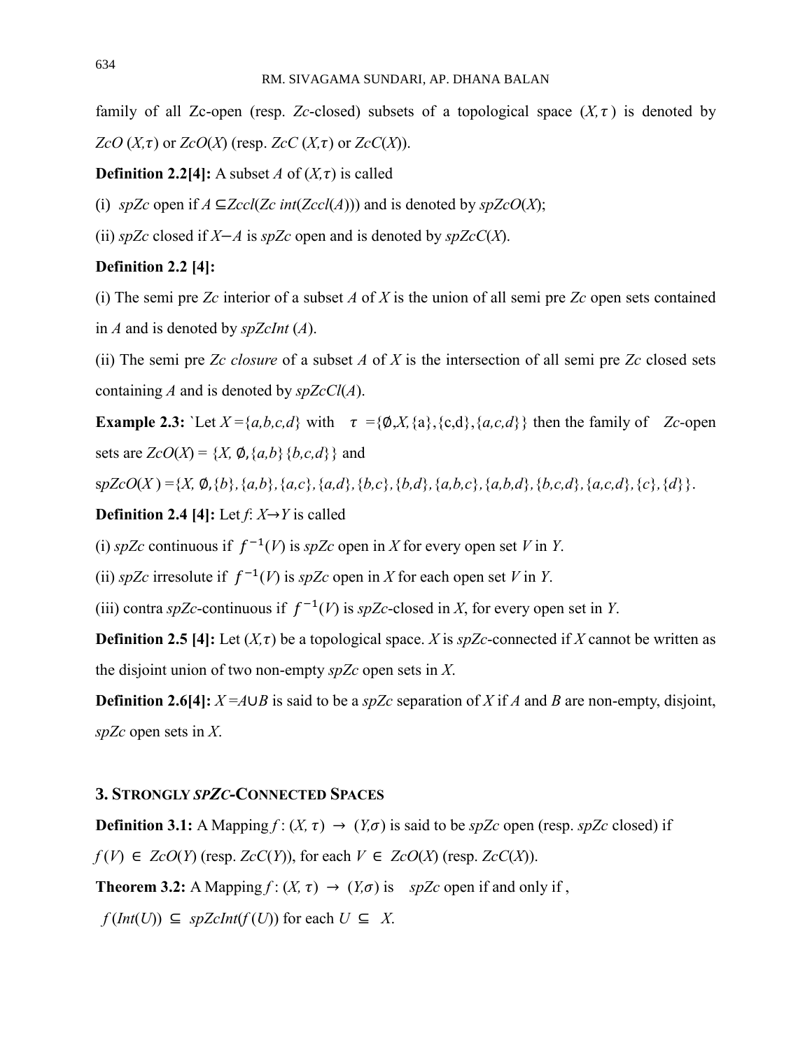family of all Zc-open (resp. *Zc*-closed) subsets of a topological space $(X,\tau)$ is denoted by $ZcO(X,\tau)$ or $ZcO(X)$ (resp. $ZcC(X,\tau)$ or $ZcC(X)$).

**Definition 2.2[4]:** A subset $A$ of $(X,\tau)$ is called

(i) *spZc* open if $A \subseteq Zccl(Zc\ int(Zccl(A)))$ and is denoted by $spZcO(X)$;

(ii) *spZc* closed if $X-A$ is *spZc* open and is denoted by $spZcC(X)$.

**Definition 2.2 [4]:**

(i) The semi pre *Zc* interior of a subset $A$ of $X$ is the union of all semi pre *Zc* open sets contained in $A$ and is denoted by $spZcInt(A)$.

(ii) The semi pre *Zc closure* of a subset $A$ of $X$ is the intersection of all semi pre *Zc* closed sets containing $A$ and is denoted by $spZcCl(A)$.

**Example 2.3:** `Let $X=\{a,b,c,d\}$ with $\tau=\{\emptyset,X,\{a\},\{c,d\},\{a,c,d\}\}$ then the family of *Zc*-open sets are $ZcO(X)=\{X,\emptyset,\{a,b\}\{b,c,d\}\}$ and

$spZcO(X)=\{X,\emptyset,\{b\},\{a,b\},\{a,c\},\{a,d\},\{b,c\},\{b,d\},\{a,b,c\},\{a,b,d\},\{b,c,d\},\{a,c,d\},\{c\},\{d\}\}$.

**Definition 2.4 [4]:** Let $f: X\rightarrow Y$ is called

(i) *spZc* continuous if $f^{-1}(V)$ is *spZc* open in $X$ for every open set $V$ in $Y$.

(ii) *spZc* irresolute if $f^{-1}(V)$ is *spZc* open in $X$ for each open set $V$ in $Y$.

(iii) contra *spZc*-continuous if $f^{-1}(V)$ is *spZc*-closed in $X$, for every open set in $Y$.

**Definition 2.5 [4]:** Let $(X,\tau)$ be a topological space. $X$ is *spZc*-connected if $X$ cannot be written as the disjoint union of two non-empty *spZc* open sets in $X$.

**Definition 2.6[4]:** $X=A\cup B$ is said to be a *spZc* separation of $X$ if $A$ and $B$ are non-empty, disjoint, *spZc* open sets in $X$.

## 3. STRONGLY *SPZC*-CONNECTED SPACES

**Definition 3.1:** A Mapping $f:(X,\tau)\rightarrow(Y,\sigma)$ is said to be *spZc* open (resp. *spZc* closed) if $f(V)\in ZcO(Y)$ (resp. $ZcC(Y)$), for each $V\in ZcO(X)$ (resp. $ZcC(X)$).

**Theorem 3.2:** A Mapping $f:(X,\tau)\rightarrow(Y,\sigma)$ is *spZc* open if and only if,

$f(Int(U))\subseteq spZcInt(f(U))$ for each $U\subseteq X$.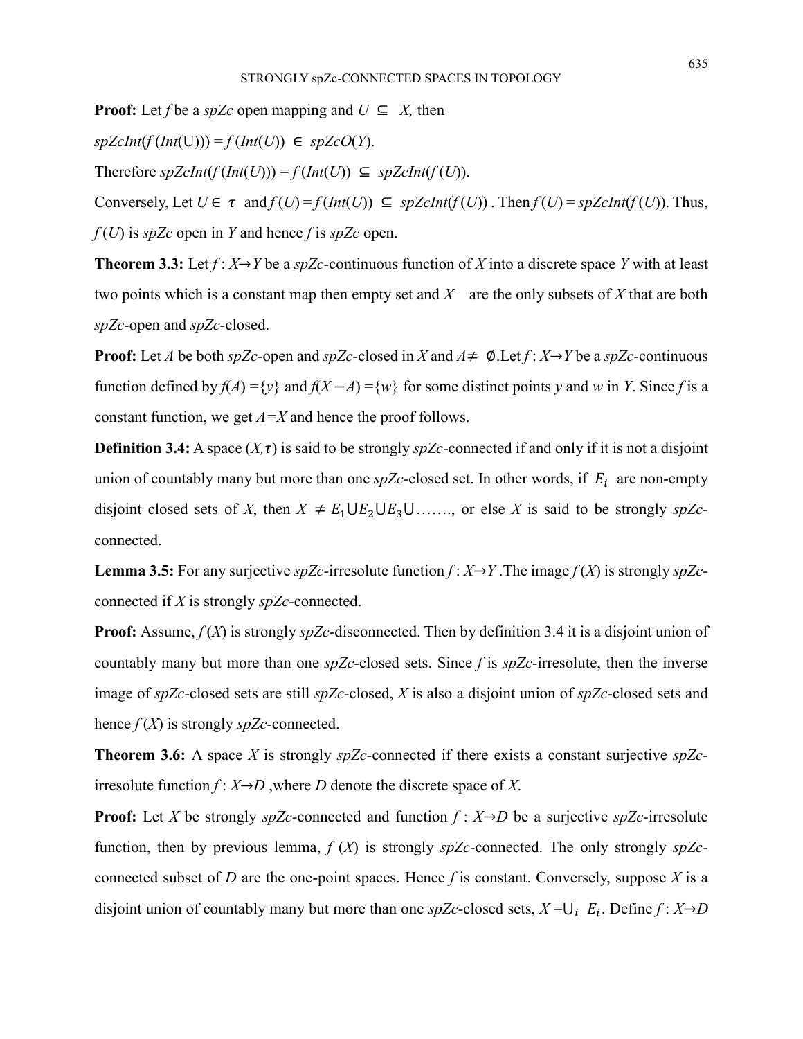**Proof:** Let *f* be a *spZc* open mapping and $U \subseteq X$, then

$spZcInt(f(Int(U))) = f(Int(U)) \in spZcO(Y)$.

Therefore $spZcInt(f(Int(U))) = f(Int(U)) \subseteq spZcInt(f(U))$.

Conversely, Let $U \in \tau$ and $f(U) = f(Int(U)) \subseteq spZcInt(f(U))$. Then $f(U) = spZcInt(f(U))$. Thus, $f(U)$ is *spZc* open in *Y* and hence *f* is *spZc* open.

**Theorem 3.3:** Let $f : X \rightarrow Y$ be a *spZc*-continuous function of *X* into a discrete space *Y* with at least two points which is a constant map then empty set and *X* are the only subsets of *X* that are both *spZc*-open and *spZc*-closed.

**Proof:** Let *A* be both *spZc*-open and *spZc*-closed in *X* and $A \neq \emptyset$. Let $f : X \rightarrow Y$ be a *spZc*-continuous function defined by $f(A) = \{y\}$ and $f(X - A) = \{w\}$ for some distinct points *y* and *w* in *Y*. Since *f* is a constant function, we get $A = X$ and hence the proof follows.

**Definition 3.4:** A space $(X, \tau)$ is said to be strongly *spZc*-connected if and only if it is not a disjoint union of countably many but more than one *spZc*-closed set. In other words, if $E_i$ are non-empty disjoint closed sets of *X*, then $X \neq E_1 \cup E_2 \cup E_3 \cup \ldots\ldots.$, or else *X* is said to be strongly *spZc*-connected.

**Lemma 3.5:** For any surjective *spZc*-irresolute function $f : X \rightarrow Y$. The image $f(X)$ is strongly *spZc*-connected if *X* is strongly *spZc*-connected.

**Proof:** Assume, $f(X)$ is strongly *spZc*-disconnected. Then by definition 3.4 it is a disjoint union of countably many but more than one *spZc*-closed sets. Since *f* is *spZc*-irresolute, then the inverse image of *spZc*-closed sets are still *spZc*-closed, *X* is also a disjoint union of *spZc*-closed sets and hence $f(X)$ is strongly *spZc*-connected.

**Theorem 3.6:** A space *X* is strongly *spZc*-connected if there exists a constant surjective *spZc*-irresolute function $f : X \rightarrow D$, where *D* denote the discrete space of *X*.

**Proof:** Let *X* be strongly *spZc*-connected and function $f : X \rightarrow D$ be a surjective *spZc*-irresolute function, then by previous lemma, $f(X)$ is strongly *spZc*-connected. The only strongly *spZc*-connected subset of *D* are the one-point spaces. Hence *f* is constant. Conversely, suppose *X* is a disjoint union of countably many but more than one *spZc*-closed sets, $X = \bigcup_i E_i$. Define $f : X \rightarrow D$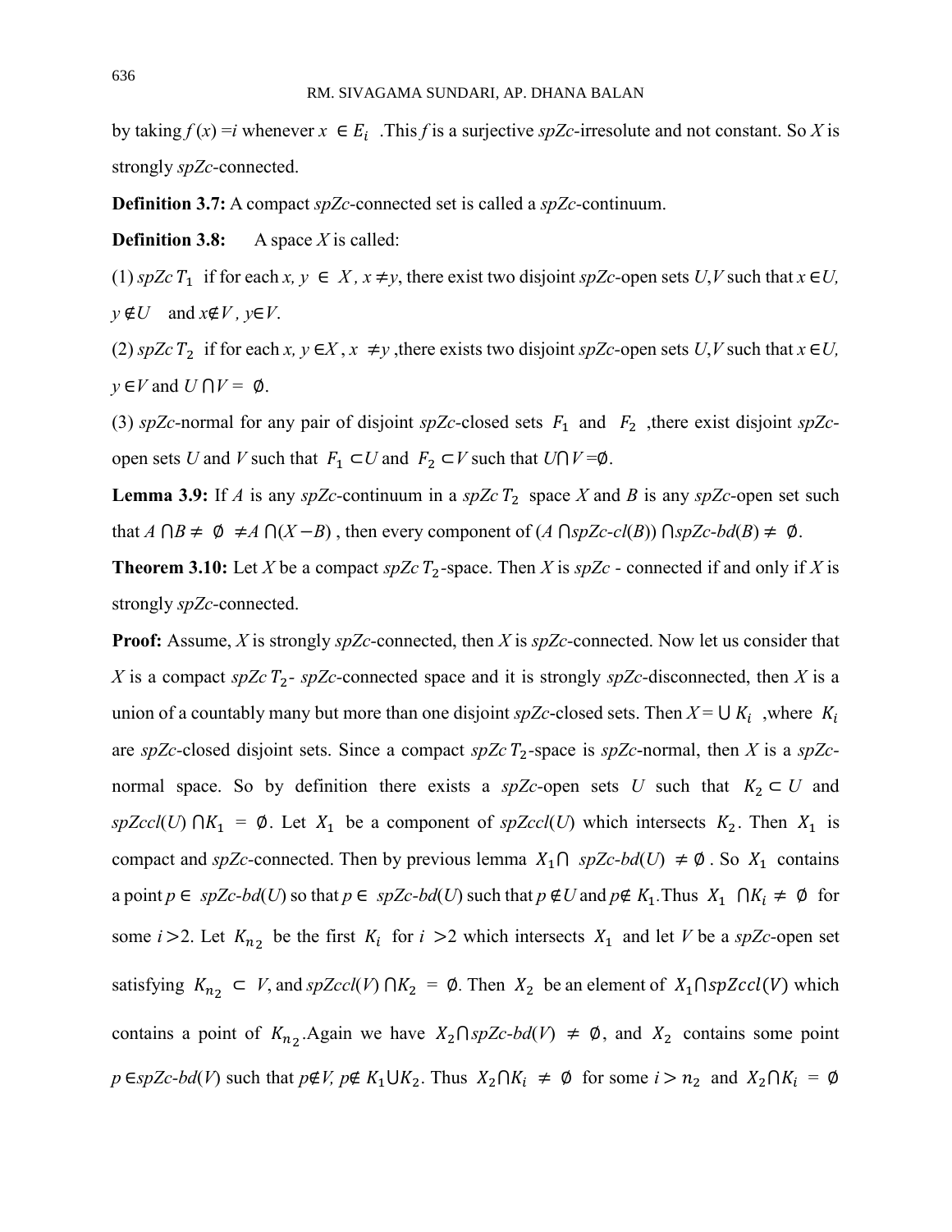by taking $f(x) = i$ whenever $x \in E_i$ .This $f$ is a surjective *spZc*-irresolute and not constant. So $X$ is strongly *spZc*-connected.

**Definition 3.7:** A compact *spZc*-connected set is called a *spZc*-continuum.

**Definition 3.8:** A space $X$ is called:

(1) *spZc* $T_1$ if for each $x, y \in X$, $x \neq y$, there exist two disjoint *spZc*-open sets $U,V$ such that $x \in U$, $y \notin U$ and $x \notin V$, $y \in V$.

(2) *spZc* $T_2$ if for each $x, y \in X$, $x \neq y$ ,there exists two disjoint *spZc*-open sets $U,V$ such that $x \in U$, $y \in V$ and $U \cap V = \emptyset$.

(3) *spZc*-normal for any pair of disjoint *spZc*-closed sets $F_1$ and $F_2$ ,there exist disjoint *spZc*-open sets $U$ and $V$ such that $F_1 \subset U$ and $F_2 \subset V$ such that $U \cap V = \emptyset$.

**Lemma 3.9:** If $A$ is any *spZc*-continuum in a *spZc* $T_2$ space $X$ and $B$ is any *spZc*-open set such that $A \cap B \neq \emptyset \neq A \cap (X - B)$ , then every component of ($A \cap$*spZc-cl*($B$)) $\cap$*spZc-bd*($B$) $\neq \emptyset$.

**Theorem 3.10:** Let $X$ be a compact *spZc* $T_2$-space. Then $X$ is *spZc* - connected if and only if $X$ is strongly *spZc*-connected.

**Proof:** Assume, $X$ is strongly *spZc*-connected, then $X$ is *spZc*-connected. Now let us consider that $X$ is a compact *spZc* $T_2$- *spZc*-connected space and it is strongly *spZc*-disconnected, then $X$ is a union of a countably many but more than one disjoint *spZc*-closed sets. Then $X = \bigcup K_i$ ,where $K_i$ are *spZc*-closed disjoint sets. Since a compact *spZc* $T_2$-space is *spZc*-normal, then $X$ is a *spZc*-normal space. So by definition there exists a *spZc*-open sets $U$ such that $K_2 \subset U$ and *spZccl*($U$) $\cap K_1 = \emptyset$. Let $X_1$ be a component of *spZccl*($U$) which intersects $K_2$. Then $X_1$ is compact and *spZc*-connected. Then by previous lemma $X_1 \cap$ *spZc-bd*($U$) $\neq \emptyset$ . So $X_1$ contains a point $p \in$ *spZc-bd*($U$) so that $p \in$ *spZc-bd*($U$) such that $p \notin U$ and $p \notin K_1$.Thus $X_1 \cap K_i \neq \emptyset$ for some $i > 2$. Let $K_{n_2}$ be the first $K_i$ for $i > 2$ which intersects $X_1$ and let $V$ be a *spZc*-open set satisfying $K_{n_2} \subset V$, and *spZccl*($V$) $\cap K_2 = \emptyset$. Then $X_2$ be an element of $X_1 \cap spZccl(V)$ which contains a point of $K_{n_2}$.Again we have $X_2 \cap$*spZc-bd*($V$) $\neq \emptyset$, and $X_2$ contains some point $p \in$*spZc-bd*($V$) such that $p \notin V$, $p \notin K_1 \cup K_2$. Thus $X_2 \cap K_i \neq \emptyset$ for some $i > n_2$ and $X_2 \cap K_i = \emptyset$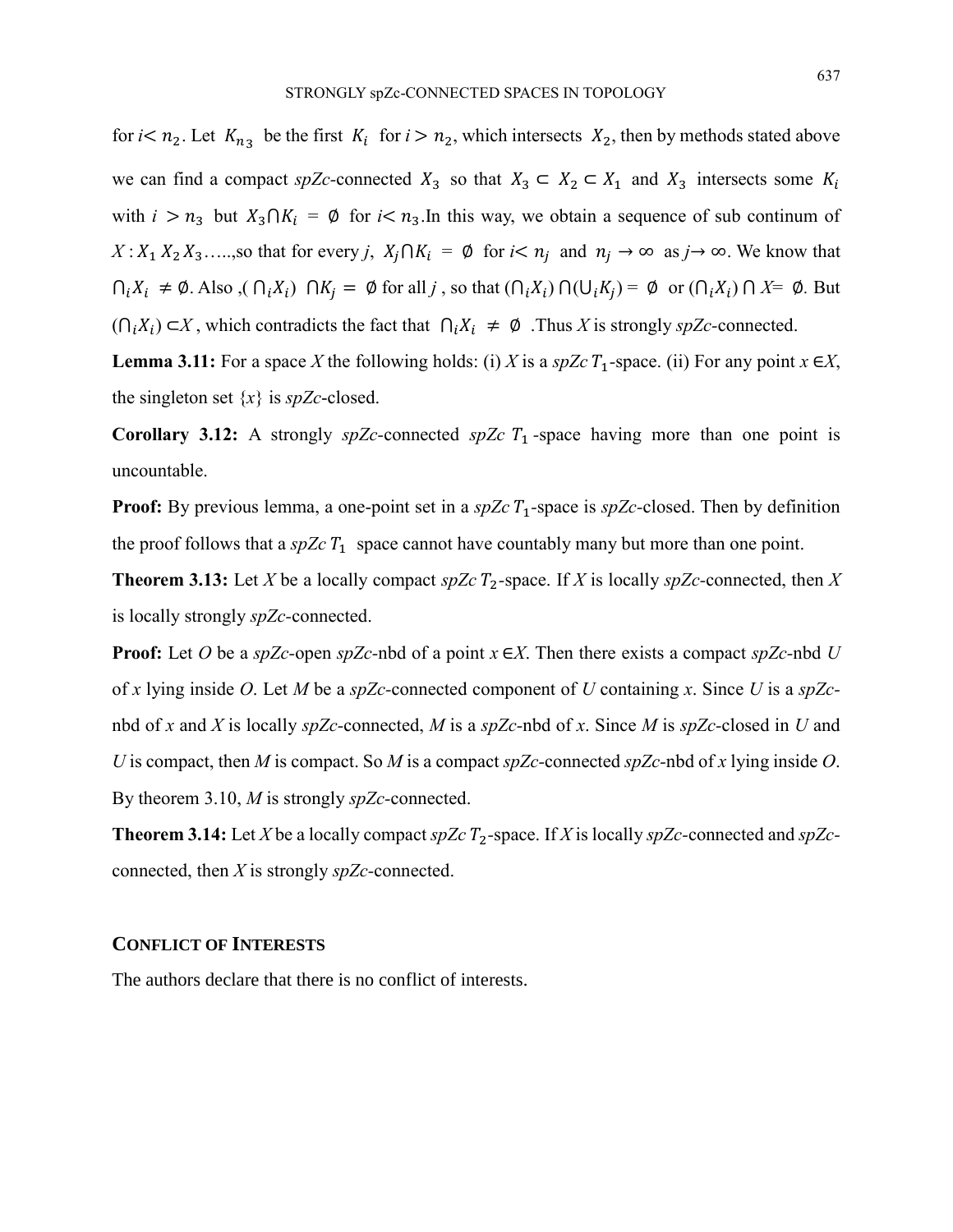for $i < n_2$. Let $K_{n_3}$ be the first $K_i$ for $i > n_2$, which intersects $X_2$, then by methods stated above we can find a compact *spZc*-connected $X_3$ so that $X_3 \subset X_2 \subset X_1$ and $X_3$ intersects some $K_i$ with $i > n_3$ but $X_3 \cap K_i = \emptyset$ for $i < n_3$.In this way, we obtain a sequence of sub continum of $X$ : $X_1$ $X_2$ $X_3$…..,so that for every $j$, $X_j \cap K_i = \emptyset$ for $i < n_j$ and $n_j \to \infty$ as $j \to \infty$. We know that $\bigcap_i X_i \neq \emptyset$. Also ,( $\bigcap_i X_i$) $\cap K_j = \emptyset$ for all $j$ , so that $(\bigcap_i X_i) \cap (\bigcup_i K_j) = \emptyset$ or $(\bigcap_i X_i) \cap X = \emptyset$. But $(\bigcap_i X_i) \subset X$ , which contradicts the fact that $\bigcap_i X_i \neq \emptyset$ .Thus $X$ is strongly *spZc*-connected.

**Lemma 3.11:** For a space $X$ the following holds: (i) $X$ is a *spZc* $T_1$-space. (ii) For any point $x \in X$, the singleton set $\{x\}$ is *spZc*-closed.

**Corollary 3.12:** A strongly *spZc*-connected *spZc* $T_1$-space having more than one point is uncountable.

**Proof:** By previous lemma, a one-point set in a *spZc* $T_1$-space is *spZc*-closed. Then by definition the proof follows that a *spZc* $T_1$ space cannot have countably many but more than one point.

**Theorem 3.13:** Let $X$ be a locally compact *spZc* $T_2$-space. If $X$ is locally *spZc*-connected, then $X$ is locally strongly *spZc*-connected.

**Proof:** Let $O$ be a *spZc*-open *spZc*-nbd of a point $x \in X$. Then there exists a compact *spZc*-nbd $U$ of $x$ lying inside $O$. Let $M$ be a *spZc*-connected component of $U$ containing $x$. Since $U$ is a *spZc*-nbd of $x$ and $X$ is locally *spZc*-connected, $M$ is a *spZc*-nbd of $x$. Since $M$ is *spZc*-closed in $U$ and $U$ is compact, then $M$ is compact. So $M$ is a compact *spZc*-connected *spZc*-nbd of $x$ lying inside $O$. By theorem 3.10, $M$ is strongly *spZc*-connected.

**Theorem 3.14:** Let $X$ be a locally compact *spZc* $T_2$-space. If $X$ is locally *spZc*-connected and *spZc*-connected, then $X$ is strongly *spZc*-connected.

## CONFLICT OF INTERESTS

The authors declare that there is no conflict of interests.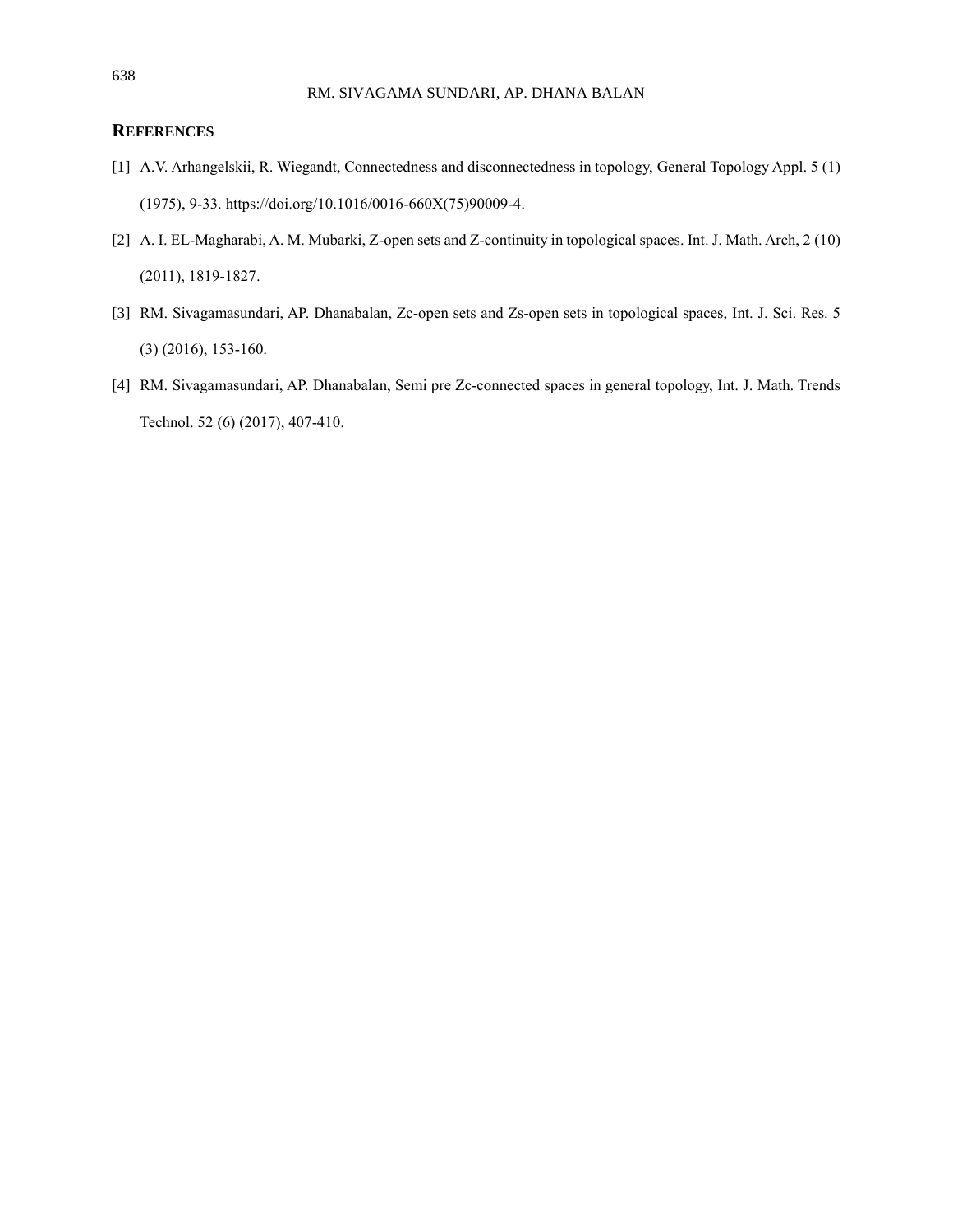## REFERENCES

[1] A.V. Arhangelskii, R. Wiegandt, Connectedness and disconnectedness in topology, General Topology Appl. 5 (1) (1975), 9-33. https://doi.org/10.1016/0016-660X(75)90009-4.

[2] A. I. EL-Magharabi, A. M. Mubarki, Z-open sets and Z-continuity in topological spaces. Int. J. Math. Arch, 2 (10) (2011), 1819-1827.

[3] RM. Sivagamasundari, AP. Dhanabalan, Zc-open sets and Zs-open sets in topological spaces, Int. J. Sci. Res. 5 (3) (2016), 153-160.

[4] RM. Sivagamasundari, AP. Dhanabalan, Semi pre Zc-connected spaces in general topology, Int. J. Math. Trends Technol. 52 (6) (2017), 407-410.